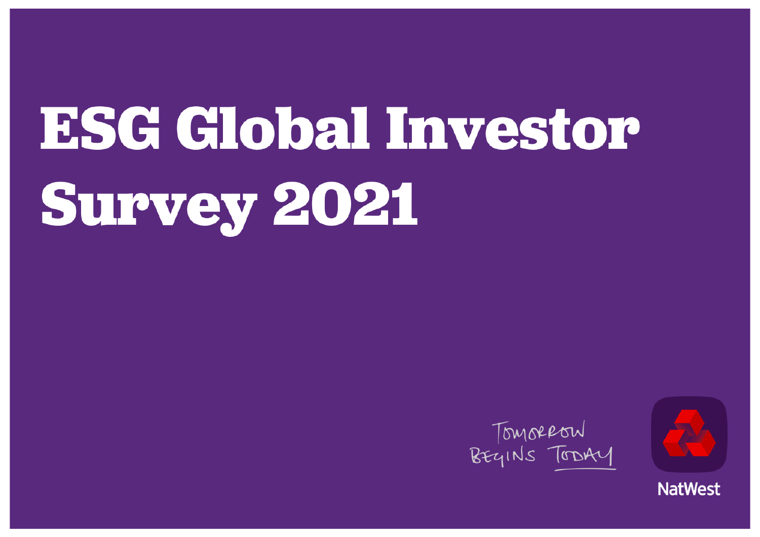# ESG Global Investor Survey 2021

TOMORROW BEGINS TODAY

NatWest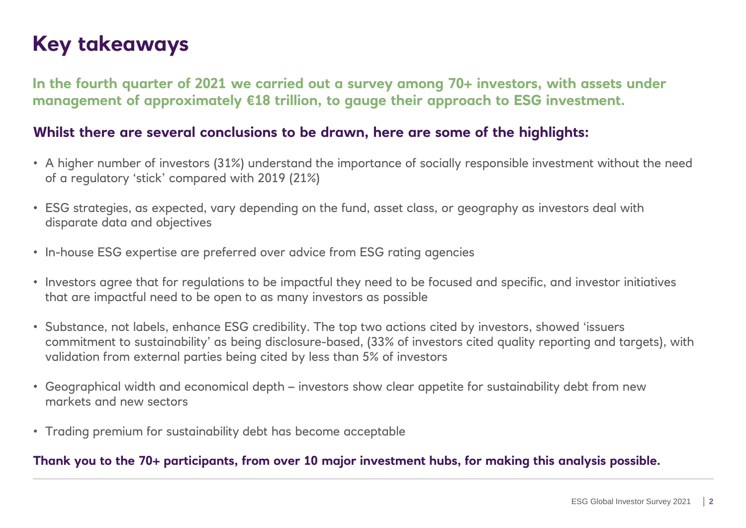# Key takeaways

**In the fourth quarter of 2021 we carried out a survey among 70+ investors, with assets under management of approximately €18 trillion, to gauge their approach to ESG investment.**

**Whilst there are several conclusions to be drawn, here are some of the highlights:**

- A higher number of investors (31%) understand the importance of socially responsible investment without the need of a regulatory 'stick' compared with 2019 (21%)
- ESG strategies, as expected, vary depending on the fund, asset class, or geography as investors deal with disparate data and objectives
- In-house ESG expertise are preferred over advice from ESG rating agencies
- Investors agree that for regulations to be impactful they need to be focused and specific, and investor initiatives that are impactful need to be open to as many investors as possible
- Substance, not labels, enhance ESG credibility. The top two actions cited by investors, showed 'issuers commitment to sustainability' as being disclosure-based, (33% of investors cited quality reporting and targets), with validation from external parties being cited by less than 5% of investors
- Geographical width and economical depth – investors show clear appetite for sustainability debt from new markets and new sectors
- Trading premium for sustainability debt has become acceptable

**Thank you to the 70+ participants, from over 10 major investment hubs, for making this analysis possible.**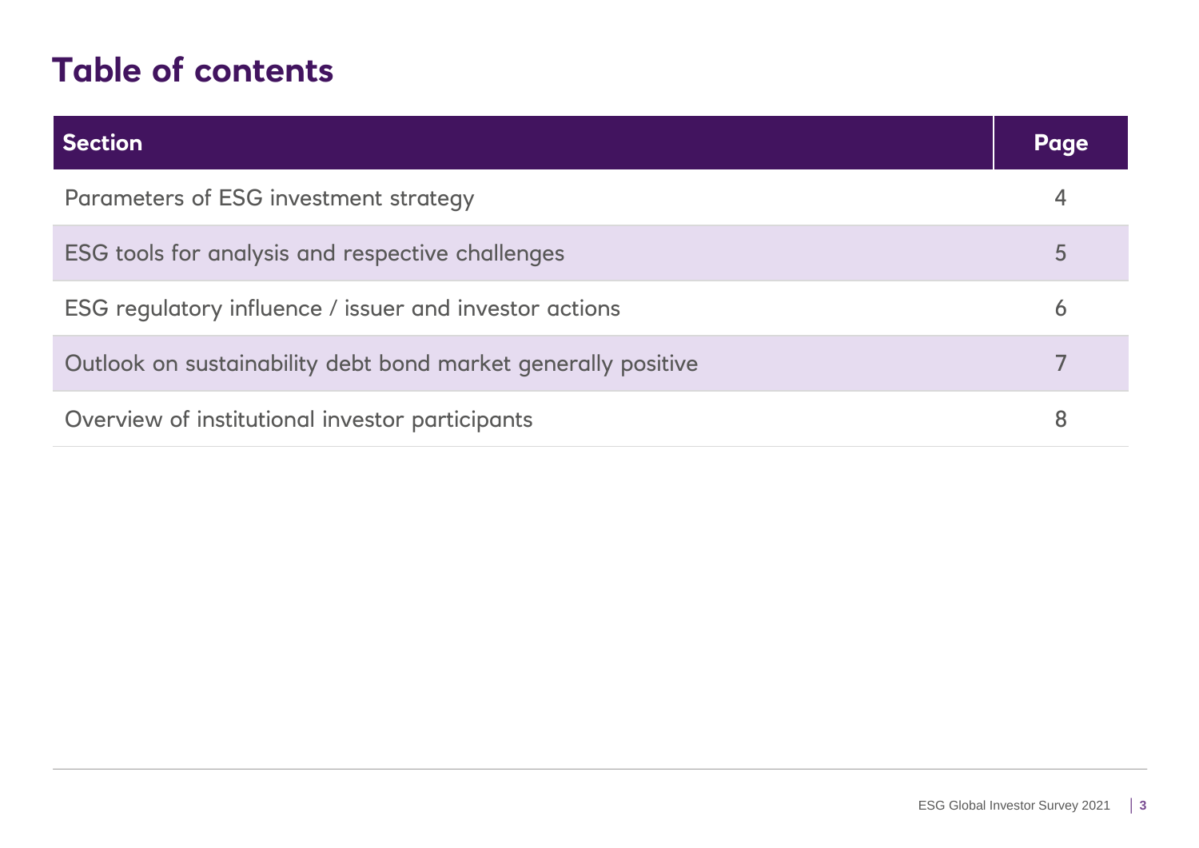# Table of contents

| Section | Page |
| --- | --- |
| Parameters of ESG investment strategy | 4 |
| ESG tools for analysis and respective challenges | 5 |
| ESG regulatory influence / issuer and investor actions | 6 |
| Outlook on sustainability debt bond market generally positive | 7 |
| Overview of institutional investor participants | 8 |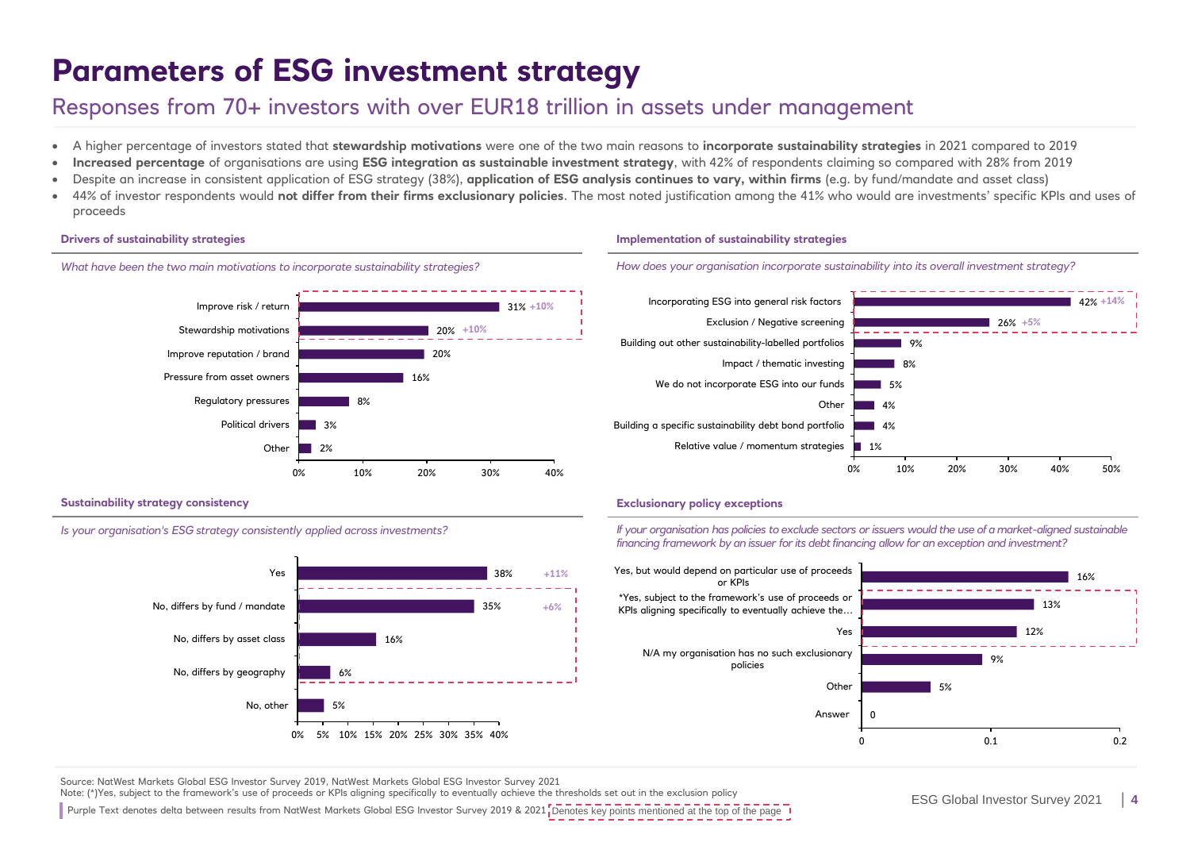# Parameters of ESG investment strategy

## Responses from 70+ investors with over EUR18 trillion in assets under management

- A higher percentage of investors stated that **stewardship motivations** were one of the two main reasons to **incorporate sustainability strategies** in 2021 compared to 2019
- **Increased percentage** of organisations are using **ESG integration as sustainable investment strategy**, with 42% of respondents claiming so compared with 28% from 2019
- Despite an increase in consistent application of ESG strategy (38%), **application of ESG analysis continues to vary, within firms** (e.g. by fund/mandate and asset class)
- 44% of investor respondents would **not differ from their firms exclusionary policies**. The most noted justification among the 41% who would are investments' specific KPIs and uses of proceeds

### Drivers of sustainability strategies

*What have been the two main motivations to incorporate sustainability strategies?*

| Motivation | % | Delta vs 2019 |
|---|---|---|
| Improve risk / return | 31% | +10% |
| Stewardship motivations | 20% | +10% |
| Improve reputation / brand | 20% | |
| Pressure from asset owners | 16% | |
| Regulatory pressures | 8% | |
| Political drivers | 3% | |
| Other | 2% | |

### Implementation of sustainability strategies

*How does your organisation incorporate sustainability into its overall investment strategy?*

| Strategy | % | Delta vs 2019 |
|---|---|---|
| Incorporating ESG into general risk factors | 42% | +14% |
| Exclusion / Negative screening | 26% | +5% |
| Building out other sustainability-labelled portfolios | 9% | |
| Impact / thematic investing | 8% | |
| We do not incorporate ESG into our funds | 5% | |
| Other | 4% | |
| Building a specific sustainability debt bond portfolio | 4% | |
| Relative value / momentum strategies | 1% | |

### Sustainability strategy consistency

*Is your organisation's ESG strategy consistently applied across investments?*

| Response | % | Delta vs 2019 |
|---|---|---|
| Yes | 38% | +11% |
| No, differs by fund / mandate | 35% | +6% |
| No, differs by asset class | 16% | |
| No, differs by geography | 6% | |
| No, other | 5% | |

### Exclusionary policy exceptions

*If your organisation has policies to exclude sectors or issuers would the use of a market-aligned sustainable financing framework by an issuer for its debt financing allow for an exception and investment?*

| Response | % |
|---|---|
| Yes, but would depend on particular use of proceeds or KPIs | 16% |
| *Yes, subject to the framework's use of proceeds or KPIs aligning specifically to eventually achieve the… | 13% |
| Yes | 12% |
| N/A my organisation has no such exclusionary policies | 9% |
| Other | 5% |
| Answer | 0 |

Source: NatWest Markets Global ESG Investor Survey 2019, NatWest Markets Global ESG Investor Survey 2021

Note: (*)Yes, subject to the framework's use of proceeds or KPIs aligning specifically to eventually achieve the thresholds set out in the exclusion policy

Purple Text denotes delta between results from NatWest Markets Global ESG Investor Survey 2019 & 2021; Dashed boxes denote key points mentioned at the top of the page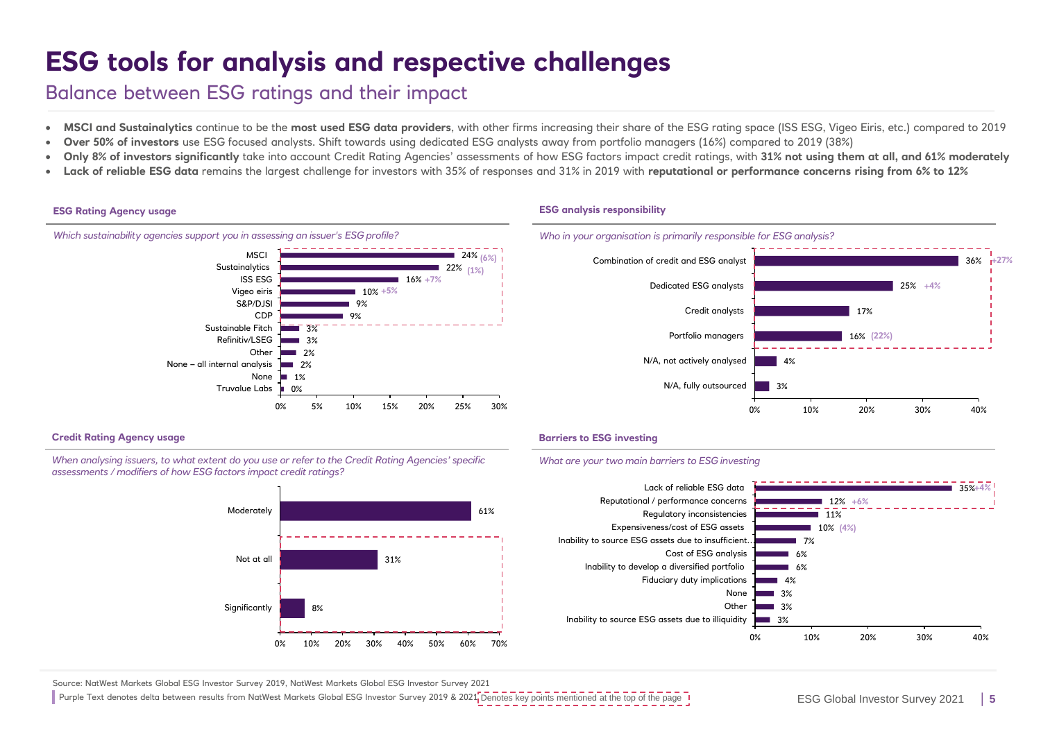# ESG tools for analysis and respective challenges

## Balance between ESG ratings and their impact

- **MSCI and Sustainalytics** continue to be the **most used ESG data providers**, with other firms increasing their share of the ESG rating space (ISS ESG, Vigeo Eiris, etc.) compared to 2019
- **Over 50% of investors** use ESG focused analysts. Shift towards using dedicated ESG analysts away from portfolio managers (16%) compared to 2019 (38%)
- **Only 8% of investors significantly** take into account Credit Rating Agencies' assessments of how ESG factors impact credit ratings, with **31% not using them at all, and 61% moderately**
- **Lack of reliable ESG data** remains the largest challenge for investors with 35% of responses and 31% in 2019 with **reputational or performance concerns rising from 6% to 12%**

### ESG Rating Agency usage

*Which sustainability agencies support you in assessing an issuer's ESG profile?*

| Agency | Share | Delta vs 2019 |
|---|---|---|
| MSCI | 24% | (6%) |
| Sustainalytics | 22% | (1%) |
| ISS ESG | 16% | +7% |
| Vigeo eiris | 10% | +5% |
| S&P/DJSI | 9% | |
| CDP | 9% | |
| Sustainable Fitch | 3% | |
| Refinitiv/LSEG | 3% | |
| Other | 2% | |
| None – all internal analysis | 2% | |
| None | 1% | |
| Truvalue Labs | 0% | |

### ESG analysis responsibility

*Who in your organisation is primarily responsible for ESG analysis?*

| Responsibility | Share | Delta vs 2019 |
|---|---|---|
| Combination of credit and ESG analyst | 36% | +27% |
| Dedicated ESG analysts | 25% | +4% |
| Credit analysts | 17% | |
| Portfolio managers | 16% | (22%) |
| N/A, not actively analysed | 4% | |
| N/A, fully outsourced | 3% | |

### Credit Rating Agency usage

*When analysing issuers, to what extent do you use or refer to the Credit Rating Agencies' specific assessments / modifiers of how ESG factors impact credit ratings?*

| Extent | Share |
|---|---|
| Moderately | 61% |
| Not at all | 31% |
| Significantly | 8% |

### Barriers to ESG investing

*What are your two main barriers to ESG investing*

| Barrier | Share | Delta vs 2019 |
|---|---|---|
| Lack of reliable ESG data | 35% | +4% |
| Reputational / performance concerns | 12% | +6% |
| Regulatory inconsistencies | 11% | |
| Expensiveness/cost of ESG assets | 10% | (4%) |
| Inability to source ESG assets due to insufficient... | 7% | |
| Cost of ESG analysis | 6% | |
| Inability to develop a diversified portfolio | 6% | |
| Fiduciary duty implications | 4% | |
| None | 3% | |
| Other | 3% | |
| Inability to source ESG assets due to illiquidity | 3% | |

Source: NatWest Markets Global ESG Investor Survey 2019, NatWest Markets Global ESG Investor Survey 2021

Purple Text denotes delta between results from NatWest Markets Global ESG Investor Survey 2019 & 2021. Dashed boxes denote key points mentioned at the top of the page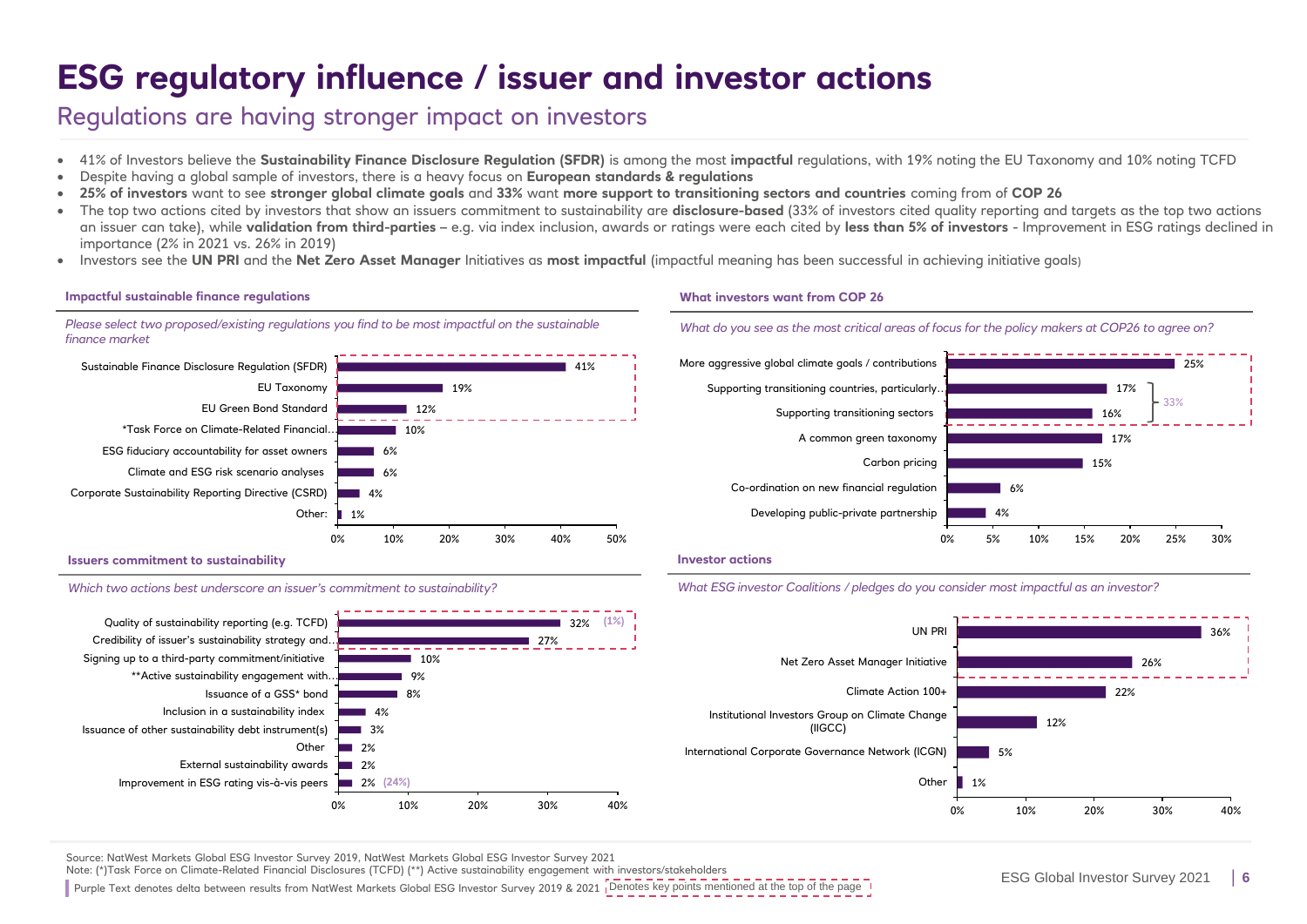# ESG regulatory influence / issuer and investor actions

## Regulations are having stronger impact on investors

- 41% of Investors believe the **Sustainability Finance Disclosure Regulation (SFDR)** is among the most **impactful** regulations, with 19% noting the EU Taxonomy and 10% noting TCFD
- Despite having a global sample of investors, there is a heavy focus on **European standards & regulations**
- **25% of investors** want to see **stronger global climate goals** and **33%** want **more support to transitioning sectors and countries** coming from of **COP 26**
- The top two actions cited by investors that show an issuers commitment to sustainability are **disclosure-based** (33% of investors cited quality reporting and targets as the top two actions an issuer can take), while **validation from third-parties** – e.g. via index inclusion, awards or ratings were each cited by **less than 5% of investors** - Improvement in ESG ratings declined in importance (2% in 2021 vs. 26% in 2019)
- Investors see the **UN PRI** and the **Net Zero Asset Manager** Initiatives as **most impactful** (impactful meaning has been successful in achieving initiative goals)

### Impactful sustainable finance regulations

*Please select two proposed/existing regulations you find to be most impactful on the sustainable finance market*

| Regulation | % |
|---|---|
| Sustainable Finance Disclosure Regulation (SFDR) | 41% |
| EU Taxonomy | 19% |
| EU Green Bond Standard | 12% |
| *Task Force on Climate-Related Financial… | 10% |
| ESG fiduciary accountability for asset owners | 6% |
| Climate and ESG risk scenario analyses | 6% |
| Corporate Sustainability Reporting Directive (CSRD) | 4% |
| Other: | 1% |

### What investors want from COP 26

*What do you see as the most critical areas of focus for the policy makers at COP26 to agree on?*

| Area of focus | % |
|---|---|
| More aggressive global climate goals / contributions | 25% |
| Supporting transitioning countries, particularly… | 17% |
| Supporting transitioning sectors | 16% |
| A common green taxonomy | 17% |
| Carbon pricing | 15% |
| Co-ordination on new financial regulation | 6% |
| Developing public-private partnership | 4% |

Supporting transitioning countries and sectors combined: 33%

### Issuers commitment to sustainability

*Which two actions best underscore an issuer's commitment to sustainability?*

| Action | % | Delta vs 2019 |
|---|---|---|
| Quality of sustainability reporting (e.g. TCFD) | 32% | (1%) |
| Credibility of issuer's sustainability strategy and… | 27% | |
| Signing up to a third-party commitment/initiative | 10% | |
| **Active sustainability engagement with… | 9% | |
| Issuance of a GSS* bond | 8% | |
| Inclusion in a sustainability index | 4% | |
| Issuance of other sustainability debt instrument(s) | 3% | |
| Other | 2% | |
| External sustainability awards | 2% | |
| Improvement in ESG rating vis-à-vis peers | 2% | (24%) |

### Investor actions

*What ESG investor Coalitions / pledges do you consider most impactful as an investor?*

| Coalition / pledge | % |
|---|---|
| UN PRI | 36% |
| Net Zero Asset Manager Initiative | 26% |
| Climate Action 100+ | 22% |
| Institutional Investors Group on Climate Change (IIGCC) | 12% |
| International Corporate Governance Network (ICGN) | 5% |
| Other | 1% |

Source: NatWest Markets Global ESG Investor Survey 2019, NatWest Markets Global ESG Investor Survey 2021

Note: (*)Task Force on Climate-Related Financial Disclosures (TCFD) (**) Active sustainability engagement with investors/stakeholders

Purple Text denotes delta between results from NatWest Markets Global ESG Investor Survey 2019 & 2021 | Denotes key points mentioned at the top of the page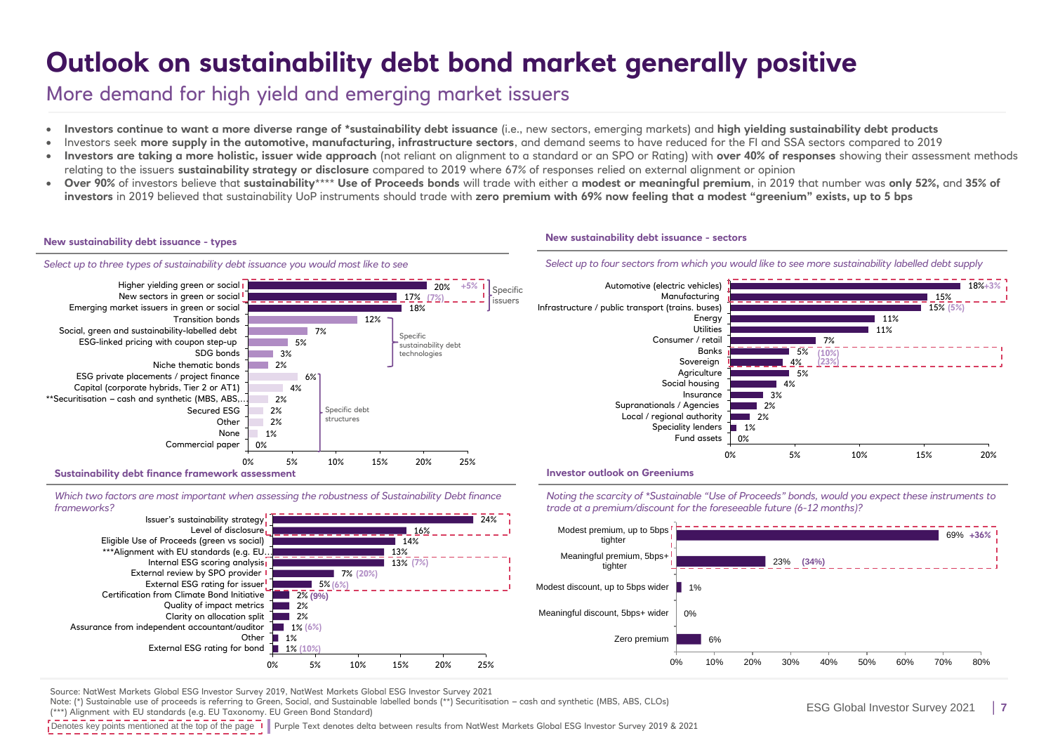# Outlook on sustainability debt bond market generally positive

## More demand for high yield and emerging market issuers

- **Investors continue to want a more diverse range of *sustainability debt issuance** (i.e., new sectors, emerging markets) and **high yielding sustainability debt products**
- Investors seek **more supply in the automotive, manufacturing, infrastructure sectors**, and demand seems to have reduced for the FI and SSA sectors compared to 2019
- **Investors are taking a more holistic, issuer wide approach** (not reliant on alignment to a standard or an SPO or Rating) with **over 40% of responses** showing their assessment methods relating to the issuers **sustainability strategy or disclosure** compared to 2019 where 67% of responses relied on external alignment or opinion
- **Over 90%** of investors believe that **sustainability**\*\*\*\* **Use of Proceeds bonds** will trade with either a **modest or meaningful premium**, in 2019 that number was **only 52%,** and **35% of investors** in 2019 believed that sustainability UoP instruments should trade with **zero premium with 69% now feeling that a modest "greenium" exists, up to 5 bps**

### New sustainability debt issuance - types

*Select up to three types of sustainability debt issuance you would most like to see*

| Type | % | Delta vs 2019 | Group |
|---|---|---|---|
| Higher yielding green or social | 20% | +5% | Specific issuers |
| New sectors in green or social | 17% | (7%) | Specific issuers |
| Emerging market issuers in green or social | 18% | | Specific issuers |
| Transition bonds | 12% | | Specific sustainability debt technologies |
| Social, green and sustainability-labelled debt | 7% | | Specific sustainability debt technologies |
| ESG-linked pricing with coupon step-up | 5% | | Specific sustainability debt technologies |
| SDG bonds | 3% | | Specific sustainability debt technologies |
| Niche thematic bonds | 2% | | Specific sustainability debt technologies |
| ESG private placements / project finance | 6% | | Specific debt structures |
| Capital (corporate hybrids, Tier 2 or AT1) | 4% | | Specific debt structures |
| **Securitisation – cash and synthetic (MBS, ABS,… | 2% | | Specific debt structures |
| Secured ESG | 2% | | Specific debt structures |
| Other | 2% | | Specific debt structures |
| None | 1% | | Specific debt structures |
| Commercial paper | 0% | | Specific debt structures |

### New sustainability debt issuance - sectors

*Select up to four sectors from which you would like to see more sustainability labelled debt supply*

| Sector | % | Delta vs 2019 |
|---|---|---|
| Automotive (electric vehicles) | 18% | +3% |
| Manufacturing | 15% | |
| Infrastructure / public transport (trains. buses) | 15% | (5%) |
| Energy | 11% | |
| Utilities | 11% | |
| Consumer / retail | 7% | |
| Banks | 5% | (10%) |
| Sovereign | 4% | (23%) |
| Agriculture | 5% | |
| Social housing | 4% | |
| Insurance | 3% | |
| Supranationals / Agencies | 2% | |
| Local / regional authority | 2% | |
| Speciality lenders | 1% | |
| Fund assets | 0% | |

### Sustainability debt finance framework assessment

*Which two factors are most important when assessing the robustness of Sustainability Debt finance frameworks?*

| Factor | % | Delta vs 2019 |
|---|---|---|
| Issuer's sustainability strategy | 24% | |
| Level of disclosure | 16% | |
| Eligible Use of Proceeds (green vs social) | 14% | |
| ***Alignment with EU standards (e.g. EU… | 13% | |
| Internal ESG scoring analysis | 13% | (7%) |
| External review by SPO provider | 7% | (20%) |
| External ESG rating for issuer | 5% | (6%) |
| Certification from Climate Bond Initiative | 2% | (9%) |
| Quality of impact metrics | 2% | |
| Clarity on allocation split | 2% | |
| Assurance from independent accountant/auditor | 1% | (6%) |
| Other | 1% | |
| External ESG rating for bond | 1% | (10%) |

### Investor outlook on Greeniums

*Noting the scarcity of \*Sustainable "Use of Proceeds" bonds, would you expect these instruments to trade at a premium/discount for the foreseeable future (6-12 months)?*

| Response | % | Delta vs 2019 |
|---|---|---|
| Modest premium, up to 5bps tighter | 69% | +36% |
| Meaningful premium, 5bps+ tighter | 23% | (34%) |
| Modest discount, up to 5bps wider | 1% | |
| Meaningful discount, 5bps+ wider | 0% | |
| Zero premium | 6% | |

Source: NatWest Markets Global ESG Investor Survey 2019, NatWest Markets Global ESG Investor Survey 2021

Note: (*) Sustainable use of proceeds is referring to Green, Social, and Sustainable labelled bonds (**) Securitisation – cash and synthetic (MBS, ABS, CLOs) (***) Alignment with EU standards (e.g. EU Taxonomy. EU Green Bond Standard)

Denotes key points mentioned at the top of the page | Purple Text denotes delta between results from NatWest Markets Global ESG Investor Survey 2019 & 2021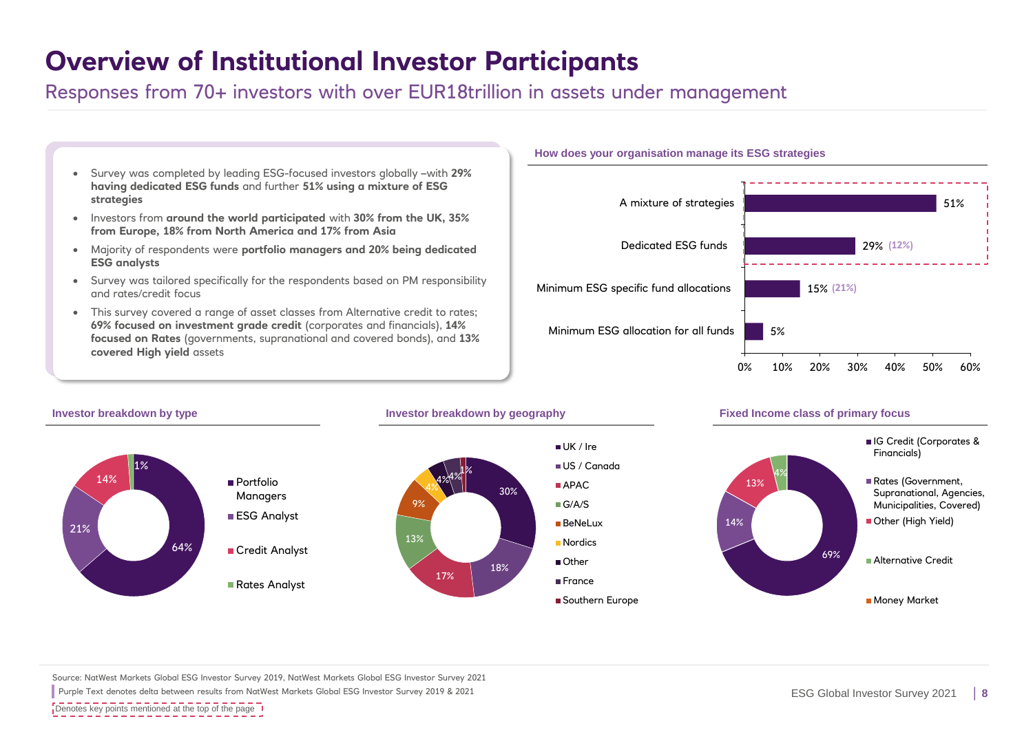# Overview of Institutional Investor Participants

## Responses from 70+ investors with over EUR18trillion in assets under management

- Survey was completed by leading ESG-focused investors globally –with **29% having dedicated ESG funds** and further **51% using a mixture of ESG strategies**
- Investors from **around the world participated** with **30% from the UK, 35% from Europe, 18% from North America and 17% from Asia**
- Majority of respondents were **portfolio managers and 20% being dedicated ESG analysts**
- Survey was tailored specifically for the respondents based on PM responsibility and rates/credit focus
- This survey covered a range of asset classes from Alternative credit to rates; **69% focused on investment grade credit** (corporates and financials), **14% focused on Rates** (governments, supranational and covered bonds), and **13% covered High yield** assets

### How does your organisation manage its ESG strategies

| Strategy | Share | Delta |
|---|---|---|
| A mixture of strategies | 51% | |
| Dedicated ESG funds | 29% | (12%) |
| Minimum ESG specific fund allocations | 15% | (21%) |
| Minimum ESG allocation for all funds | 5% | |

### Investor breakdown by type

| Type | Share |
|---|---|
| Portfolio Managers | 64% |
| ESG Analyst | 21% |
| Credit Analyst | 14% |
| Rates Analyst | 1% |

### Investor breakdown by geography

| Region | Share |
|---|---|
| UK / Ire | 30% |
| US / Canada | 18% |
| APAC | 17% |
| G/A/S | 13% |
| BeNeLux | 9% |
| Nordics | 4% |
| Other | 4% |
| France | 4% |
| Southern Europe | 1% |

### Fixed Income class of primary focus

| Class | Share |
|---|---|
| IG Credit (Corporates & Financials) | 69% |
| Rates (Government, Supranational, Agencies, Municipalities, Covered) | 14% |
| Other (High Yield) | 13% |
| Alternative Credit | 4% |
| Money Market | |

Source: NatWest Markets Global ESG Investor Survey 2019, NatWest Markets Global ESG Investor Survey 2021

Purple Text denotes delta between results from NatWest Markets Global ESG Investor Survey 2019 & 2021

Denotes key points mentioned at the top of the page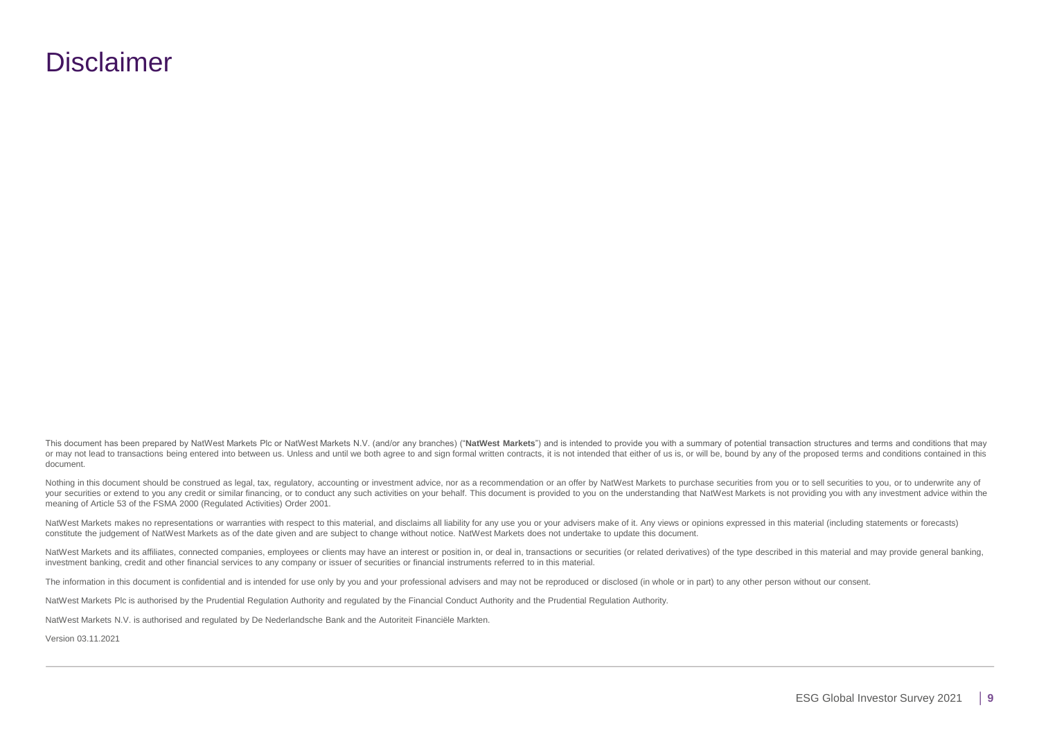# Disclaimer

This document has been prepared by NatWest Markets Plc or NatWest Markets N.V. (and/or any branches) ("**NatWest Markets**") and is intended to provide you with a summary of potential transaction structures and terms and conditions that may or may not lead to transactions being entered into between us. Unless and until we both agree to and sign formal written contracts, it is not intended that either of us is, or will be, bound by any of the proposed terms and conditions contained in this document.

Nothing in this document should be construed as legal, tax, regulatory, accounting or investment advice, nor as a recommendation or an offer by NatWest Markets to purchase securities from you or to sell securities to you, or to underwrite any of your securities or extend to you any credit or similar financing, or to conduct any such activities on your behalf. This document is provided to you on the understanding that NatWest Markets is not providing you with any investment advice within the meaning of Article 53 of the FSMA 2000 (Regulated Activities) Order 2001.

NatWest Markets makes no representations or warranties with respect to this material, and disclaims all liability for any use you or your advisers make of it. Any views or opinions expressed in this material (including statements or forecasts) constitute the judgement of NatWest Markets as of the date given and are subject to change without notice. NatWest Markets does not undertake to update this document.

NatWest Markets and its affiliates, connected companies, employees or clients may have an interest or position in, or deal in, transactions or securities (or related derivatives) of the type described in this material and may provide general banking, investment banking, credit and other financial services to any company or issuer of securities or financial instruments referred to in this material.

The information in this document is confidential and is intended for use only by you and your professional advisers and may not be reproduced or disclosed (in whole or in part) to any other person without our consent.

NatWest Markets Plc is authorised by the Prudential Regulation Authority and regulated by the Financial Conduct Authority and the Prudential Regulation Authority.

NatWest Markets N.V. is authorised and regulated by De Nederlandsche Bank and the Autoriteit Financiële Markten.

Version 03.11.2021